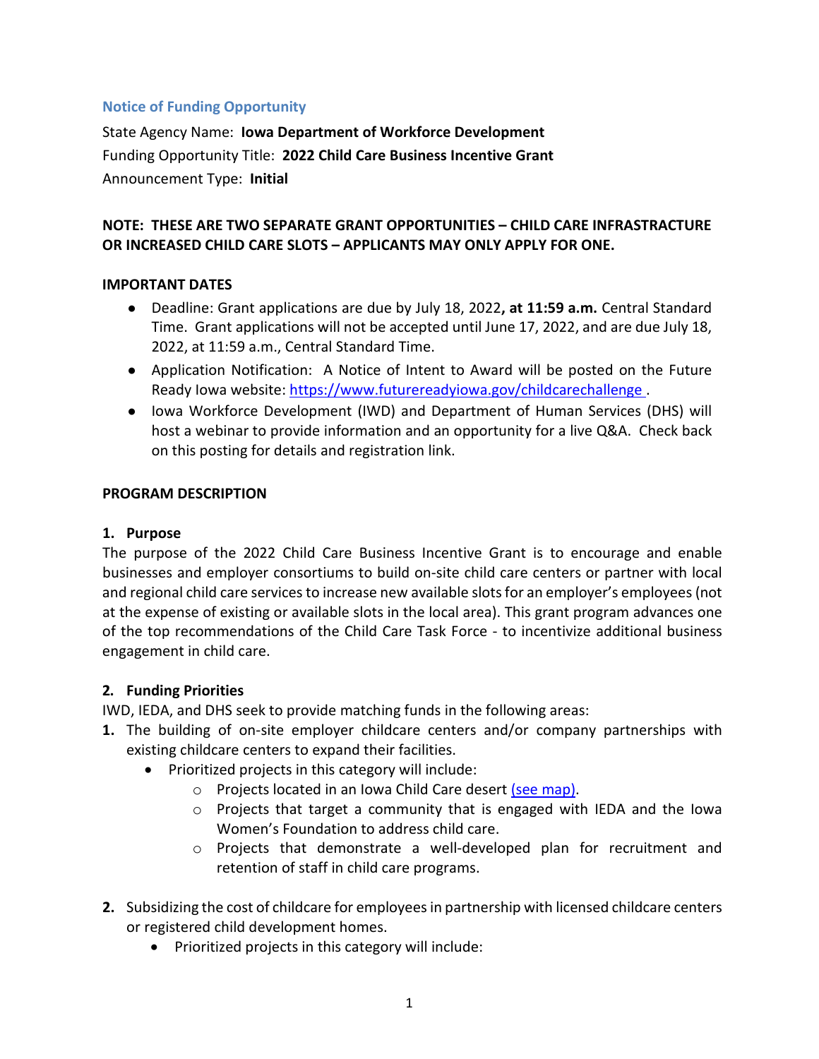## Notice of Funding Opportunity

State Agency Name: **Iowa Department of Workforce Development**
Funding Opportunity Title: **2022 Child Care Business Incentive Grant**
Announcement Type: **Initial**

**NOTE: THESE ARE TWO SEPARATE GRANT OPPORTUNITIES – CHILD CARE INFRASTRUCTURE OR INCREASED CHILD CARE SLOTS – APPLICANTS MAY ONLY APPLY FOR ONE.**

### IMPORTANT DATES

- Deadline: Grant applications are due by July 18, 2022**, at 11:59 a.m.** Central Standard Time. Grant applications will not be accepted until June 17, 2022, and are due July 18, 2022, at 11:59 a.m., Central Standard Time.
- Application Notification: A Notice of Intent to Award will be posted on the Future Ready Iowa website: [https://www.futurereadyiowa.gov/childcarechallenge](https://www.futurereadyiowa.gov/childcarechallenge) .
- Iowa Workforce Development (IWD) and Department of Human Services (DHS) will host a webinar to provide information and an opportunity for a live Q&A. Check back on this posting for details and registration link.

### PROGRAM DESCRIPTION

#### 1. Purpose

The purpose of the 2022 Child Care Business Incentive Grant is to encourage and enable businesses and employer consortiums to build on-site child care centers or partner with local and regional child care services to increase new available slots for an employer's employees (not at the expense of existing or available slots in the local area). This grant program advances one of the top recommendations of the Child Care Task Force - to incentivize additional business engagement in child care.

#### 2. Funding Priorities

IWD, IEDA, and DHS seek to provide matching funds in the following areas:

1. The building of on-site employer childcare centers and/or company partnerships with existing childcare centers to expand their facilities.
   - Prioritized projects in this category will include:
     - Projects located in an Iowa Child Care desert [(see map)](#).
     - Projects that target a community that is engaged with IEDA and the Iowa Women's Foundation to address child care.
     - Projects that demonstrate a well-developed plan for recruitment and retention of staff in child care programs.
2. Subsidizing the cost of childcare for employees in partnership with licensed childcare centers or registered child development homes.
   - Prioritized projects in this category will include: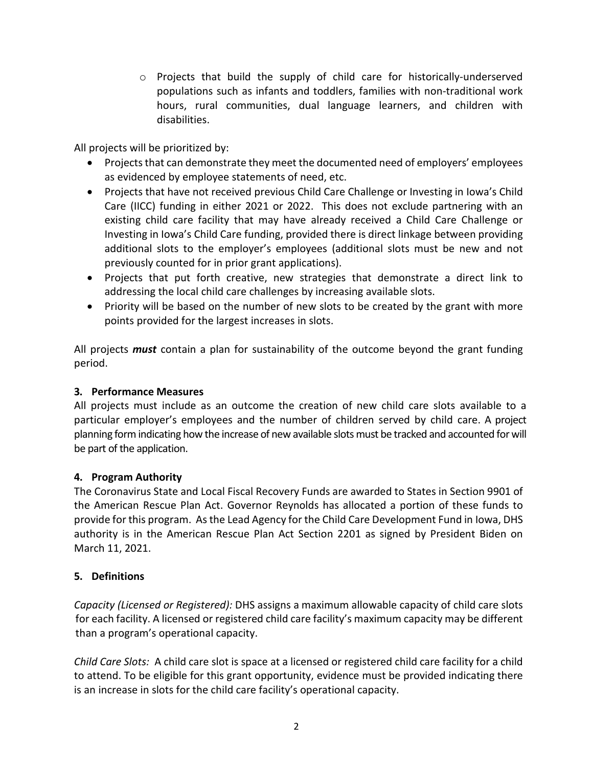- Projects that build the supply of child care for historically-underserved populations such as infants and toddlers, families with non-traditional work hours, rural communities, dual language learners, and children with disabilities.

All projects will be prioritized by:

- Projects that can demonstrate they meet the documented need of employers' employees as evidenced by employee statements of need, etc.
- Projects that have not received previous Child Care Challenge or Investing in Iowa's Child Care (IICC) funding in either 2021 or 2022. This does not exclude partnering with an existing child care facility that may have already received a Child Care Challenge or Investing in Iowa's Child Care funding, provided there is direct linkage between providing additional slots to the employer's employees (additional slots must be new and not previously counted for in prior grant applications).
- Projects that put forth creative, new strategies that demonstrate a direct link to addressing the local child care challenges by increasing available slots.
- Priority will be based on the number of new slots to be created by the grant with more points provided for the largest increases in slots.

All projects ***must*** contain a plan for sustainability of the outcome beyond the grant funding period.

## 3. Performance Measures

All projects must include as an outcome the creation of new child care slots available to a particular employer's employees and the number of children served by child care. A project planning form indicating how the increase of new available slots must be tracked and accounted for will be part of the application.

## 4. Program Authority

The Coronavirus State and Local Fiscal Recovery Funds are awarded to States in Section 9901 of the American Rescue Plan Act. Governor Reynolds has allocated a portion of these funds to provide for this program. As the Lead Agency for the Child Care Development Fund in Iowa, DHS authority is in the American Rescue Plan Act Section 2201 as signed by President Biden on March 11, 2021.

## 5. Definitions

*Capacity (Licensed or Registered):* DHS assigns a maximum allowable capacity of child care slots for each facility. A licensed or registered child care facility's maximum capacity may be different than a program's operational capacity.

*Child Care Slots:* A child care slot is space at a licensed or registered child care facility for a child to attend. To be eligible for this grant opportunity, evidence must be provided indicating there is an increase in slots for the child care facility's operational capacity.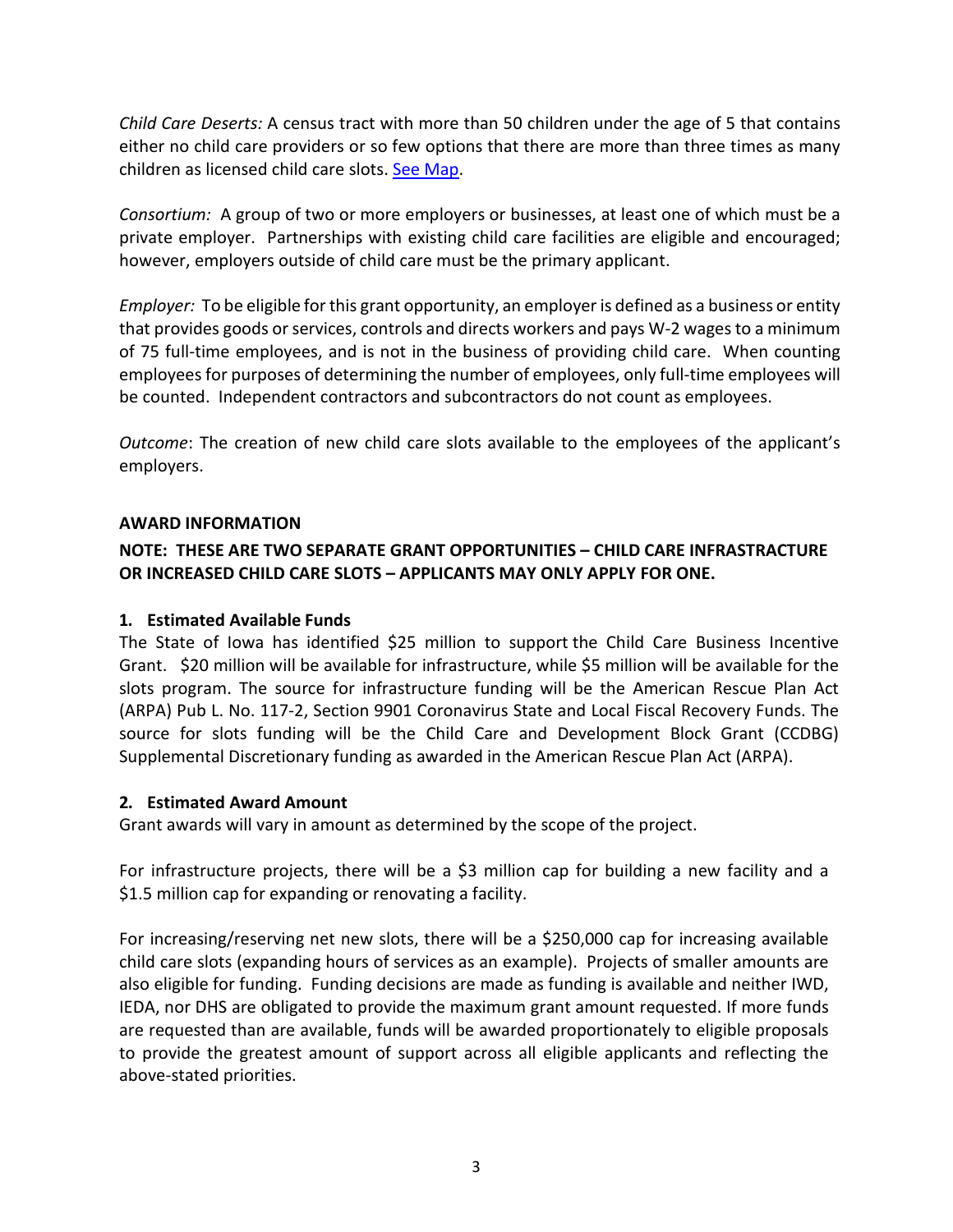*Child Care Deserts:* A census tract with more than 50 children under the age of 5 that contains either no child care providers or so few options that there are more than three times as many children as licensed child care slots. [See Map](#).

*Consortium:* A group of two or more employers or businesses, at least one of which must be a private employer. Partnerships with existing child care facilities are eligible and encouraged; however, employers outside of child care must be the primary applicant.

*Employer:* To be eligible for this grant opportunity, an employer is defined as a business or entity that provides goods or services, controls and directs workers and pays W-2 wages to a minimum of 75 full-time employees, and is not in the business of providing child care. When counting employees for purposes of determining the number of employees, only full-time employees will be counted. Independent contractors and subcontractors do not count as employees.

*Outcome*: The creation of new child care slots available to the employees of the applicant's employers.

## AWARD INFORMATION

**NOTE: THESE ARE TWO SEPARATE GRANT OPPORTUNITIES – CHILD CARE INFRASTRUCTURE OR INCREASED CHILD CARE SLOTS – APPLICANTS MAY ONLY APPLY FOR ONE.**

### 1. Estimated Available Funds

The State of Iowa has identified $25 million to support the Child Care Business Incentive Grant. $20 million will be available for infrastructure, while $5 million will be available for the slots program. The source for infrastructure funding will be the American Rescue Plan Act (ARPA) Pub L. No. 117-2, Section 9901 Coronavirus State and Local Fiscal Recovery Funds. The source for slots funding will be the Child Care and Development Block Grant (CCDBG) Supplemental Discretionary funding as awarded in the American Rescue Plan Act (ARPA).

### 2. Estimated Award Amount

Grant awards will vary in amount as determined by the scope of the project.

For infrastructure projects, there will be a $3 million cap for building a new facility and a $1.5 million cap for expanding or renovating a facility.

For increasing/reserving net new slots, there will be a $250,000 cap for increasing available child care slots (expanding hours of services as an example). Projects of smaller amounts are also eligible for funding. Funding decisions are made as funding is available and neither IWD, IEDA, nor DHS are obligated to provide the maximum grant amount requested. If more funds are requested than are available, funds will be awarded proportionately to eligible proposals to provide the greatest amount of support across all eligible applicants and reflecting the above-stated priorities.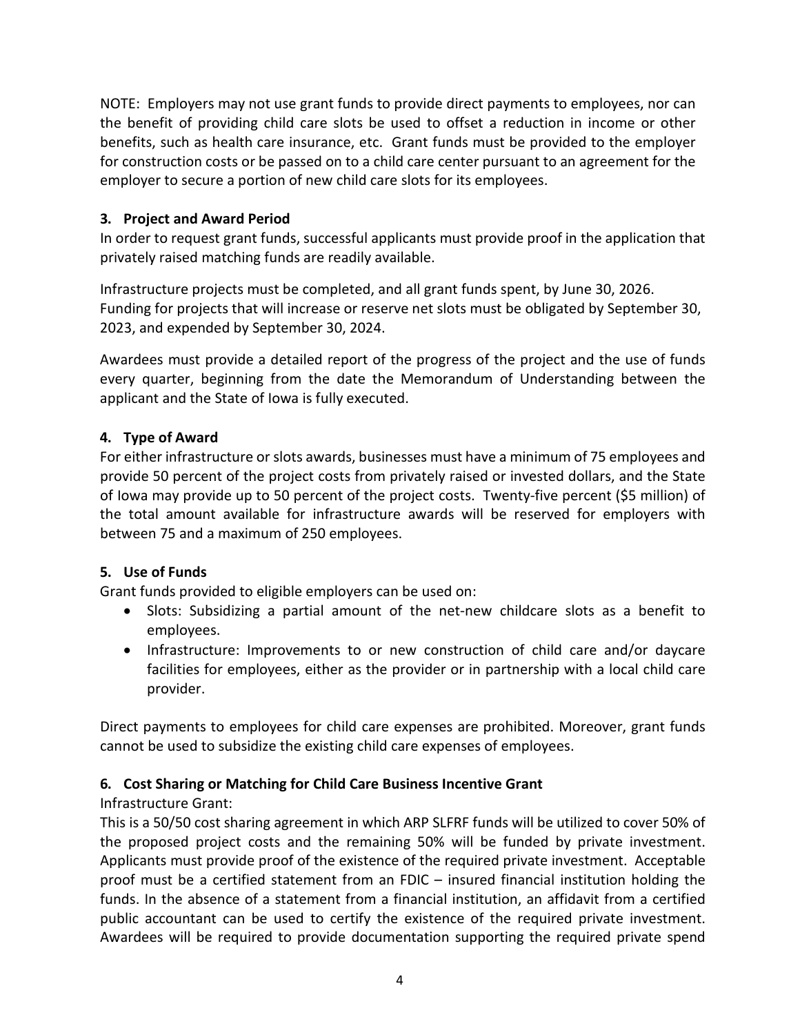NOTE: Employers may not use grant funds to provide direct payments to employees, nor can the benefit of providing child care slots be used to offset a reduction in income or other benefits, such as health care insurance, etc. Grant funds must be provided to the employer for construction costs or be passed on to a child care center pursuant to an agreement for the employer to secure a portion of new child care slots for its employees.

### 3. Project and Award Period

In order to request grant funds, successful applicants must provide proof in the application that privately raised matching funds are readily available.

Infrastructure projects must be completed, and all grant funds spent, by June 30, 2026. Funding for projects that will increase or reserve net slots must be obligated by September 30, 2023, and expended by September 30, 2024.

Awardees must provide a detailed report of the progress of the project and the use of funds every quarter, beginning from the date the Memorandum of Understanding between the applicant and the State of Iowa is fully executed.

### 4. Type of Award

For either infrastructure or slots awards, businesses must have a minimum of 75 employees and provide 50 percent of the project costs from privately raised or invested dollars, and the State of Iowa may provide up to 50 percent of the project costs. Twenty-five percent ($5 million) of the total amount available for infrastructure awards will be reserved for employers with between 75 and a maximum of 250 employees.

### 5. Use of Funds

Grant funds provided to eligible employers can be used on:

- Slots: Subsidizing a partial amount of the net-new childcare slots as a benefit to employees.
- Infrastructure: Improvements to or new construction of child care and/or daycare facilities for employees, either as the provider or in partnership with a local child care provider.

Direct payments to employees for child care expenses are prohibited. Moreover, grant funds cannot be used to subsidize the existing child care expenses of employees.

### 6. Cost Sharing or Matching for Child Care Business Incentive Grant

Infrastructure Grant:

This is a 50/50 cost sharing agreement in which ARP SLFRF funds will be utilized to cover 50% of the proposed project costs and the remaining 50% will be funded by private investment. Applicants must provide proof of the existence of the required private investment. Acceptable proof must be a certified statement from an FDIC – insured financial institution holding the funds. In the absence of a statement from a financial institution, an affidavit from a certified public accountant can be used to certify the existence of the required private investment. Awardees will be required to provide documentation supporting the required private spend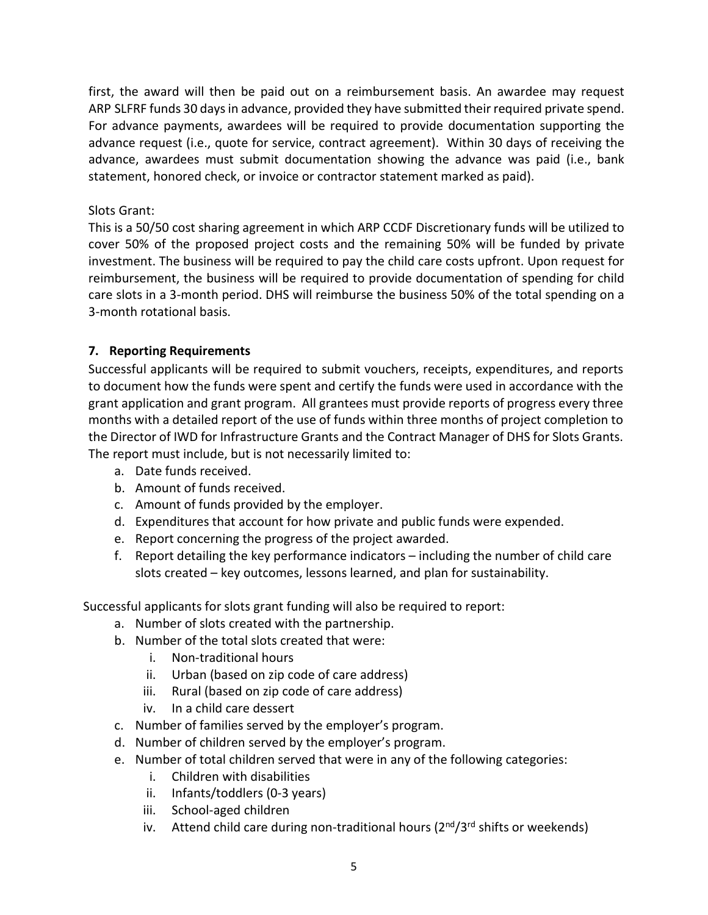first, the award will then be paid out on a reimbursement basis. An awardee may request ARP SLFRF funds 30 days in advance, provided they have submitted their required private spend. For advance payments, awardees will be required to provide documentation supporting the advance request (i.e., quote for service, contract agreement). Within 30 days of receiving the advance, awardees must submit documentation showing the advance was paid (i.e., bank statement, honored check, or invoice or contractor statement marked as paid).

Slots Grant:
This is a 50/50 cost sharing agreement in which ARP CCDF Discretionary funds will be utilized to cover 50% of the proposed project costs and the remaining 50% will be funded by private investment. The business will be required to pay the child care costs upfront. Upon request for reimbursement, the business will be required to provide documentation of spending for child care slots in a 3-month period. DHS will reimburse the business 50% of the total spending on a 3-month rotational basis.

## 7. Reporting Requirements

Successful applicants will be required to submit vouchers, receipts, expenditures, and reports to document how the funds were spent and certify the funds were used in accordance with the grant application and grant program. All grantees must provide reports of progress every three months with a detailed report of the use of funds within three months of project completion to the Director of IWD for Infrastructure Grants and the Contract Manager of DHS for Slots Grants. The report must include, but is not necessarily limited to:

a. Date funds received.
b. Amount of funds received.
c. Amount of funds provided by the employer.
d. Expenditures that account for how private and public funds were expended.
e. Report concerning the progress of the project awarded.
f. Report detailing the key performance indicators – including the number of child care slots created – key outcomes, lessons learned, and plan for sustainability.

Successful applicants for slots grant funding will also be required to report:

a. Number of slots created with the partnership.
b. Number of the total slots created that were:
   i. Non-traditional hours
   ii. Urban (based on zip code of care address)
   iii. Rural (based on zip code of care address)
   iv. In a child care dessert
c. Number of families served by the employer's program.
d. Number of children served by the employer's program.
e. Number of total children served that were in any of the following categories:
   i. Children with disabilities
   ii. Infants/toddlers (0-3 years)
   iii. School-aged children
   iv. Attend child care during non-traditional hours (2nd/3rd shifts or weekends)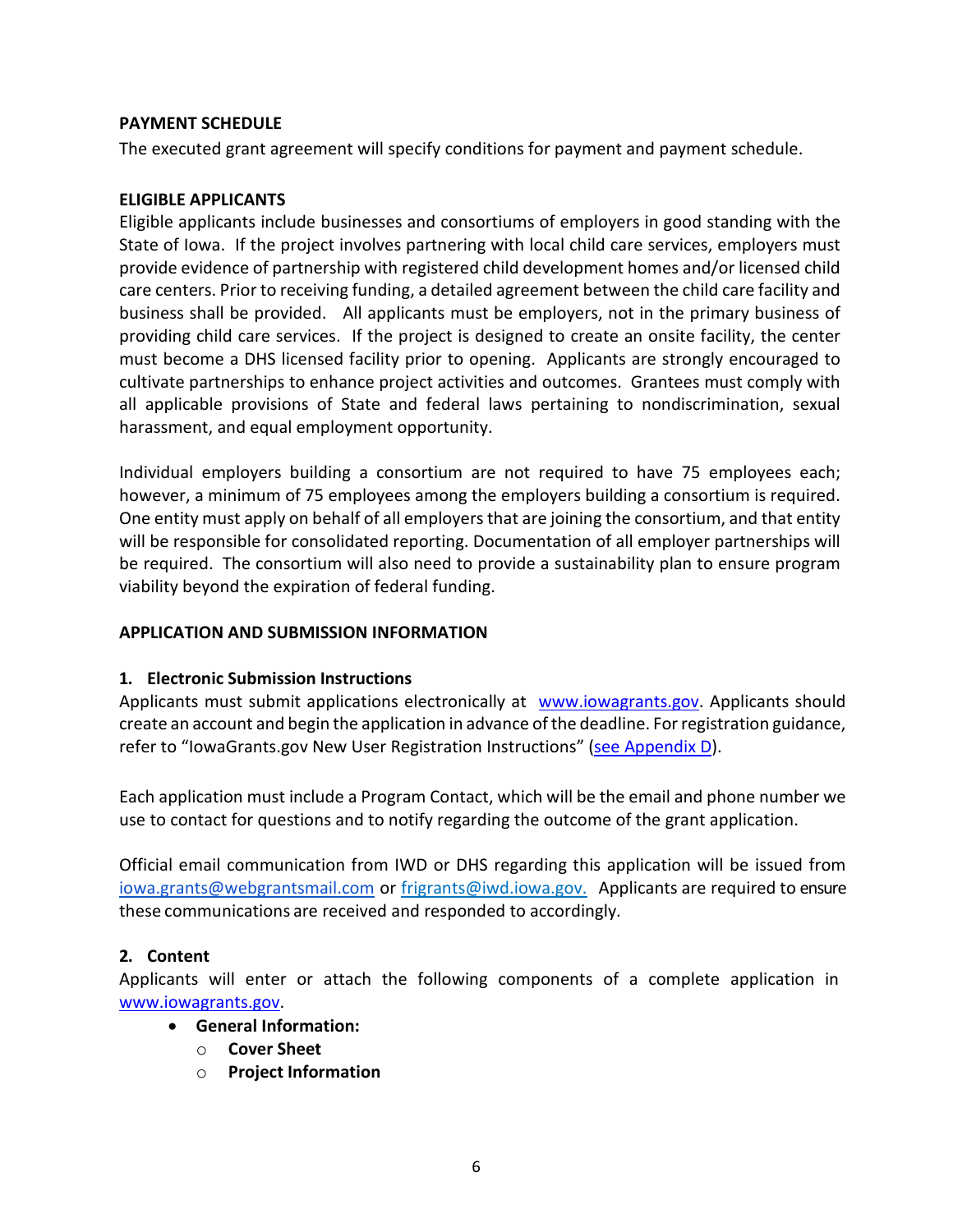**PAYMENT SCHEDULE**

The executed grant agreement will specify conditions for payment and payment schedule.

**ELIGIBLE APPLICANTS**

Eligible applicants include businesses and consortiums of employers in good standing with the State of Iowa. If the project involves partnering with local child care services, employers must provide evidence of partnership with registered child development homes and/or licensed child care centers. Prior to receiving funding, a detailed agreement between the child care facility and business shall be provided. All applicants must be employers, not in the primary business of providing child care services. If the project is designed to create an onsite facility, the center must become a DHS licensed facility prior to opening. Applicants are strongly encouraged to cultivate partnerships to enhance project activities and outcomes. Grantees must comply with all applicable provisions of State and federal laws pertaining to nondiscrimination, sexual harassment, and equal employment opportunity.

Individual employers building a consortium are not required to have 75 employees each; however, a minimum of 75 employees among the employers building a consortium is required. One entity must apply on behalf of all employers that are joining the consortium, and that entity will be responsible for consolidated reporting. Documentation of all employer partnerships will be required. The consortium will also need to provide a sustainability plan to ensure program viability beyond the expiration of federal funding.

**APPLICATION AND SUBMISSION INFORMATION**

**1. Electronic Submission Instructions**

Applicants must submit applications electronically at [www.iowagrants.gov](www.iowagrants.gov). Applicants should create an account and begin the application in advance of the deadline. For registration guidance, refer to "IowaGrants.gov New User Registration Instructions" (see Appendix D).

Each application must include a Program Contact, which will be the email and phone number we use to contact for questions and to notify regarding the outcome of the grant application.

Official email communication from IWD or DHS regarding this application will be issued from iowa.grants@webgrantsmail.com or frigrants@iwd.iowa.gov. Applicants are required to ensure these communications are received and responded to accordingly.

**2. Content**

Applicants will enter or attach the following components of a complete application in [www.iowagrants.gov](www.iowagrants.gov).

- **General Information:**
  - **Cover Sheet**
  - **Project Information**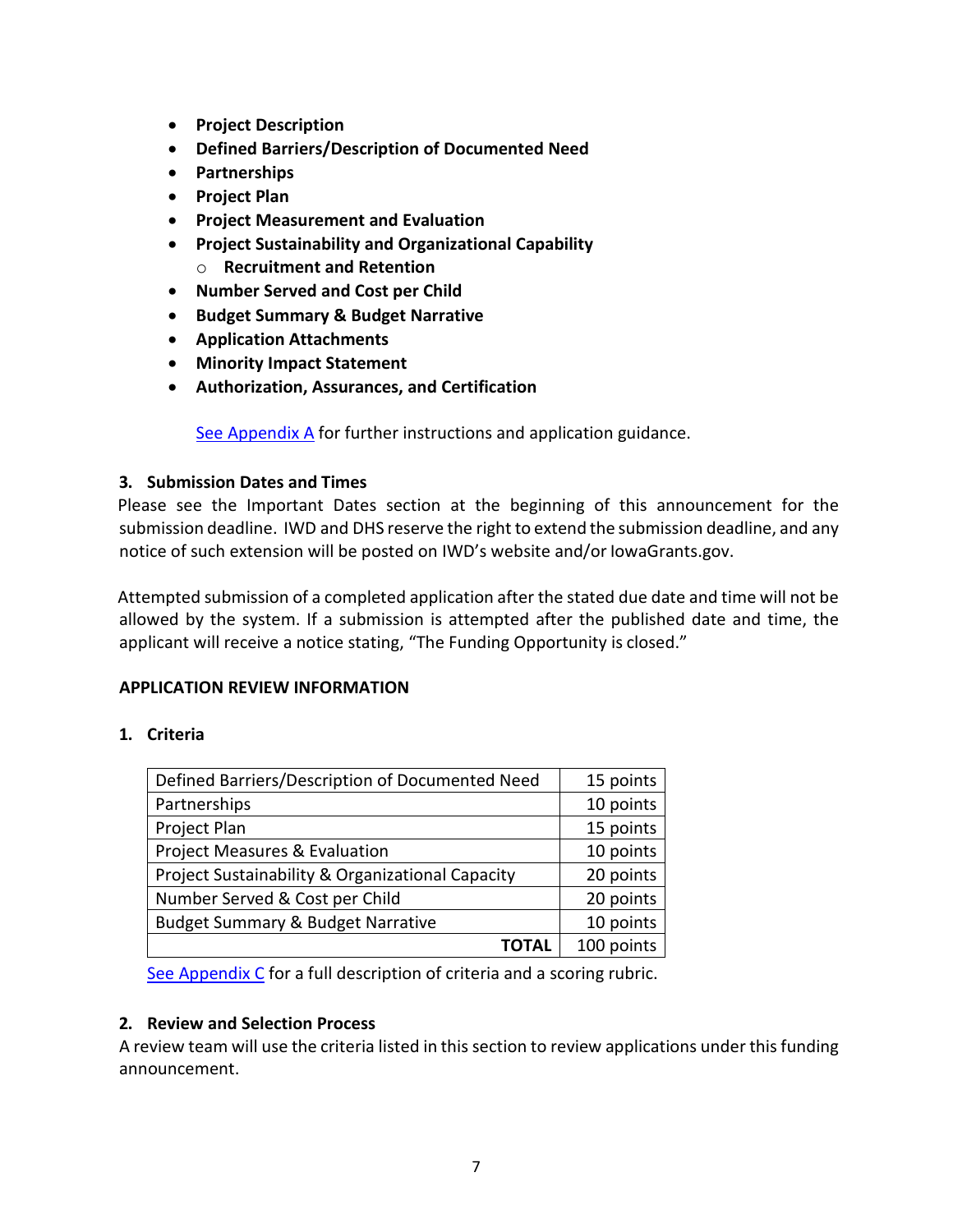- **Project Description**
- **Defined Barriers/Description of Documented Need**
- **Partnerships**
- **Project Plan**
- **Project Measurement and Evaluation**
- **Project Sustainability and Organizational Capability**
  - **Recruitment and Retention**
- **Number Served and Cost per Child**
- **Budget Summary & Budget Narrative**
- **Application Attachments**
- **Minority Impact Statement**
- **Authorization, Assurances, and Certification**

See Appendix A for further instructions and application guidance.

### 3. Submission Dates and Times

Please see the Important Dates section at the beginning of this announcement for the submission deadline. IWD and DHS reserve the right to extend the submission deadline, and any notice of such extension will be posted on IWD's website and/or IowaGrants.gov.

Attempted submission of a completed application after the stated due date and time will not be allowed by the system. If a submission is attempted after the published date and time, the applicant will receive a notice stating, "The Funding Opportunity is closed."

## APPLICATION REVIEW INFORMATION

### 1. Criteria

| Criteria | Points |
|---|---|
| Defined Barriers/Description of Documented Need | 15 points |
| Partnerships | 10 points |
| Project Plan | 15 points |
| Project Measures & Evaluation | 10 points |
| Project Sustainability & Organizational Capacity | 20 points |
| Number Served & Cost per Child | 20 points |
| Budget Summary & Budget Narrative | 10 points |
| **TOTAL** | 100 points |

See Appendix C for a full description of criteria and a scoring rubric.

### 2. Review and Selection Process

A review team will use the criteria listed in this section to review applications under this funding announcement.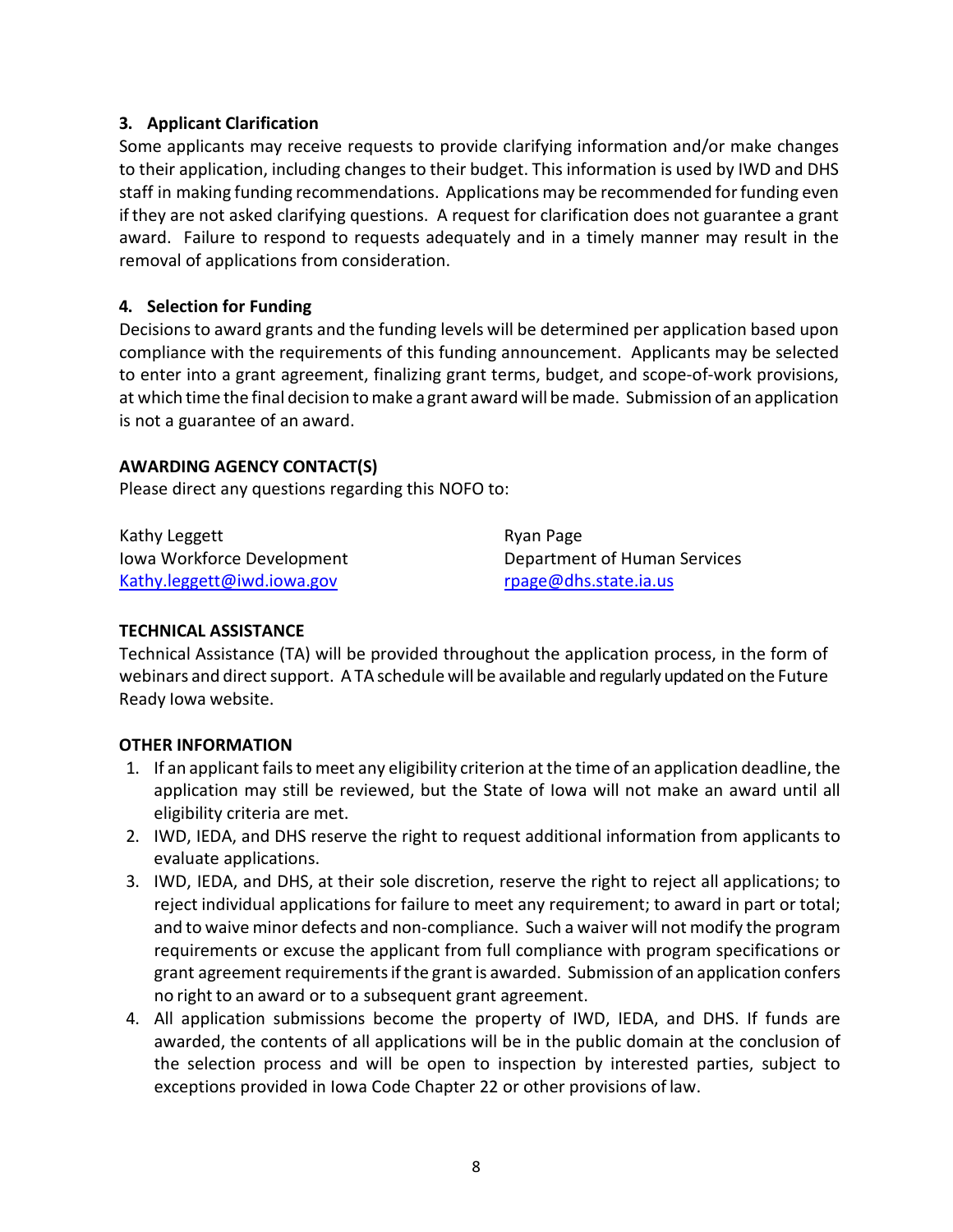### 3. Applicant Clarification

Some applicants may receive requests to provide clarifying information and/or make changes to their application, including changes to their budget. This information is used by IWD and DHS staff in making funding recommendations. Applications may be recommended for funding even if they are not asked clarifying questions. A request for clarification does not guarantee a grant award. Failure to respond to requests adequately and in a timely manner may result in the removal of applications from consideration.

### 4. Selection for Funding

Decisions to award grants and the funding levels will be determined per application based upon compliance with the requirements of this funding announcement. Applicants may be selected to enter into a grant agreement, finalizing grant terms, budget, and scope-of-work provisions, at which time the final decision to make a grant award will be made. Submission of an application is not a guarantee of an award.

## AWARDING AGENCY CONTACT(S)

Please direct any questions regarding this NOFO to:

Kathy Leggett
Iowa Workforce Development
Kathy.leggett@iwd.iowa.gov

Ryan Page
Department of Human Services
rpage@dhs.state.ia.us

## TECHNICAL ASSISTANCE

Technical Assistance (TA) will be provided throughout the application process, in the form of webinars and direct support. A TA schedule will be available and regularly updated on the Future Ready Iowa website.

## OTHER INFORMATION

1. If an applicant fails to meet any eligibility criterion at the time of an application deadline, the application may still be reviewed, but the State of Iowa will not make an award until all eligibility criteria are met.
2. IWD, IEDA, and DHS reserve the right to request additional information from applicants to evaluate applications.
3. IWD, IEDA, and DHS, at their sole discretion, reserve the right to reject all applications; to reject individual applications for failure to meet any requirement; to award in part or total; and to waive minor defects and non-compliance. Such a waiver will not modify the program requirements or excuse the applicant from full compliance with program specifications or grant agreement requirements if the grant is awarded. Submission of an application confers no right to an award or to a subsequent grant agreement.
4. All application submissions become the property of IWD, IEDA, and DHS. If funds are awarded, the contents of all applications will be in the public domain at the conclusion of the selection process and will be open to inspection by interested parties, subject to exceptions provided in Iowa Code Chapter 22 or other provisions of law.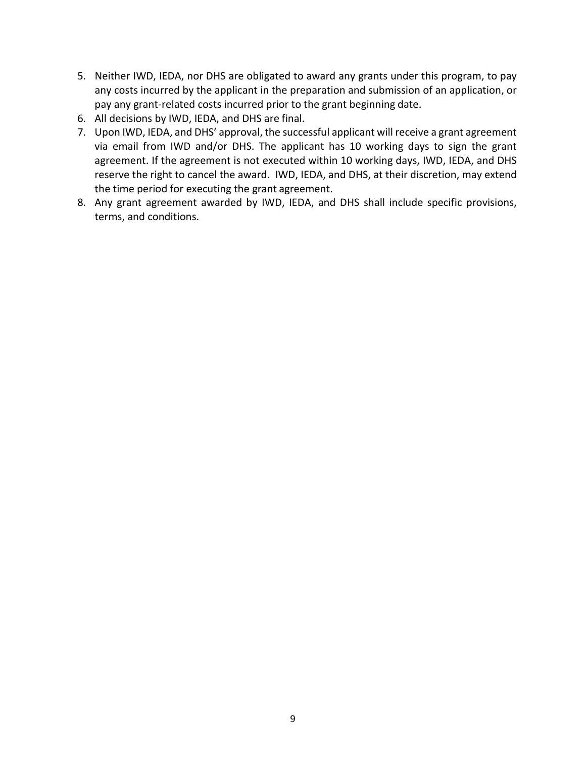5. Neither IWD, IEDA, nor DHS are obligated to award any grants under this program, to pay any costs incurred by the applicant in the preparation and submission of an application, or pay any grant-related costs incurred prior to the grant beginning date.
6. All decisions by IWD, IEDA, and DHS are final.
7. Upon IWD, IEDA, and DHS' approval, the successful applicant will receive a grant agreement via email from IWD and/or DHS. The applicant has 10 working days to sign the grant agreement. If the agreement is not executed within 10 working days, IWD, IEDA, and DHS reserve the right to cancel the award. IWD, IEDA, and DHS, at their discretion, may extend the time period for executing the grant agreement.
8. Any grant agreement awarded by IWD, IEDA, and DHS shall include specific provisions, terms, and conditions.